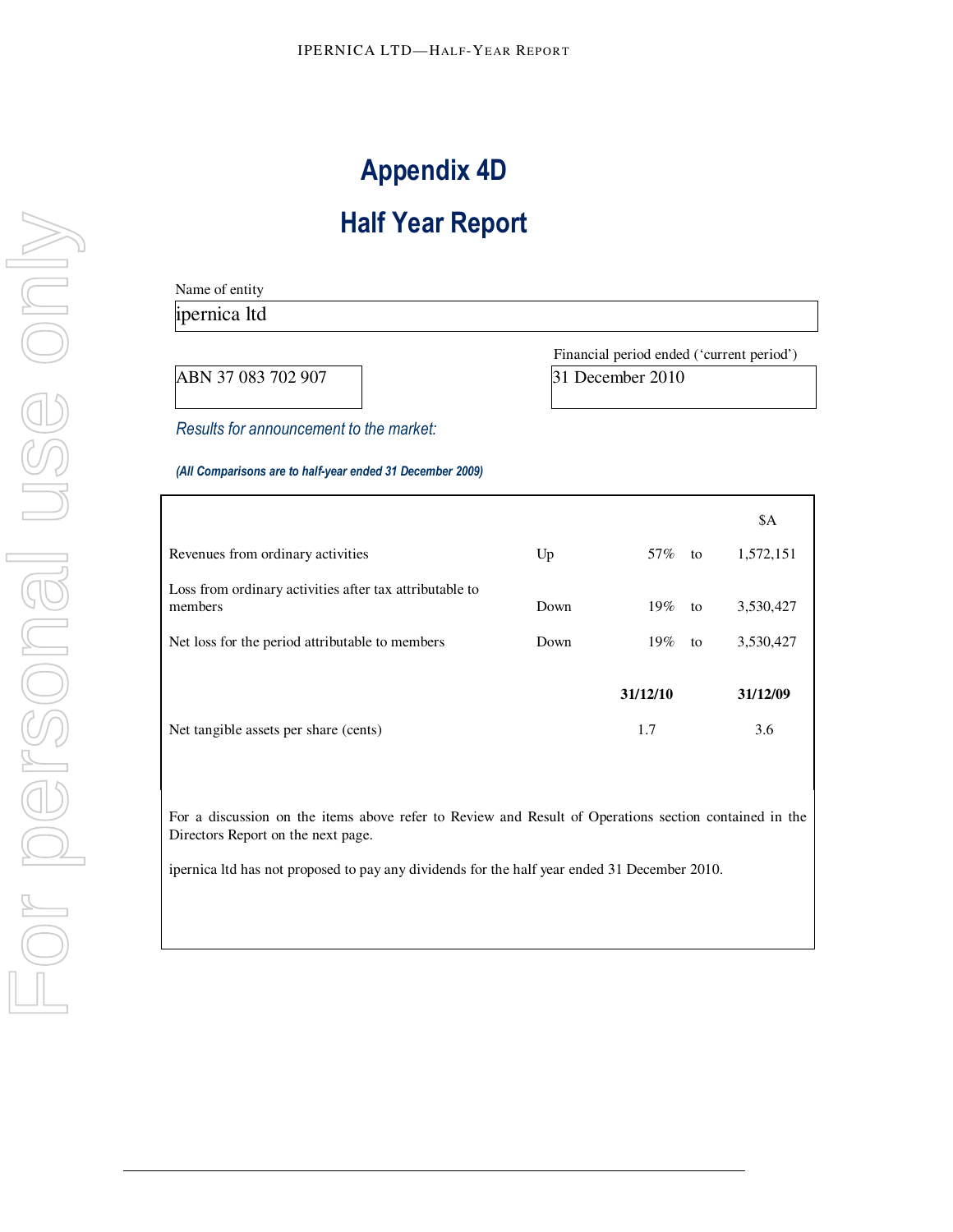# Appendix 4D

## Half Year Report

Name of entity

ipernica ltd

ABN 37 083 702 907

Financial period ended ('current period')

31 December 2010

*Results for announcement to the market:*

***(All Comparisons are to half-year ended 31 December 2009)***

| | | | | $A |
|---|---|---|---|---|
| Revenues from ordinary activities | Up | 57% | to | 1,572,151 |
| Loss from ordinary activities after tax attributable to members | Down | 19% | to | 3,530,427 |
| Net loss for the period attributable to members | Down | 19% | to | 3,530,427 |

| | 31/12/10 | 31/12/09 |
|---|---|---|
| Net tangible assets per share (cents) | 1.7 | 3.6 |

For a discussion on the items above refer to Review and Result of Operations section contained in the Directors Report on the next page.

ipernica ltd has not proposed to pay any dividends for the half year ended 31 December 2010.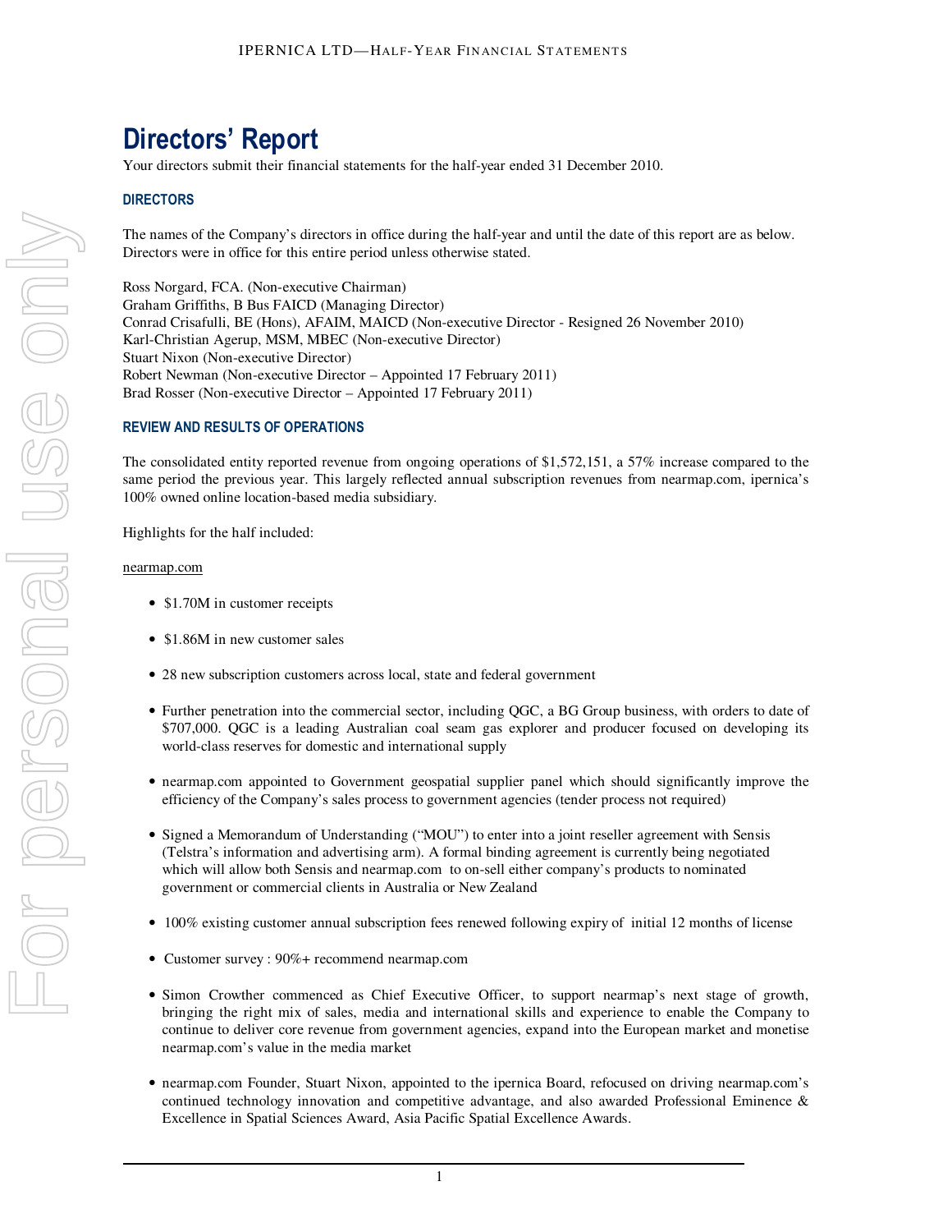# Directors' Report

Your directors submit their financial statements for the half-year ended 31 December 2010.

## DIRECTORS

The names of the Company's directors in office during the half-year and until the date of this report are as below. Directors were in office for this entire period unless otherwise stated.

Ross Norgard, FCA. (Non-executive Chairman)
Graham Griffiths, B Bus FAICD (Managing Director)
Conrad Crisafulli, BE (Hons), AFAIM, MAICD (Non-executive Director - Resigned 26 November 2010)
Karl-Christian Agerup, MSM, MBEC (Non-executive Director)
Stuart Nixon (Non-executive Director)
Robert Newman (Non-executive Director – Appointed 17 February 2011)
Brad Rosser (Non-executive Director – Appointed 17 February 2011)

## REVIEW AND RESULTS OF OPERATIONS

The consolidated entity reported revenue from ongoing operations of $1,572,151, a 57% increase compared to the same period the previous year. This largely reflected annual subscription revenues from nearmap.com, ipernica's 100% owned online location-based media subsidiary.

Highlights for the half included:

nearmap.com

- $1.70M in customer receipts
- $1.86M in new customer sales
- 28 new subscription customers across local, state and federal government
- Further penetration into the commercial sector, including QGC, a BG Group business, with orders to date of $707,000. QGC is a leading Australian coal seam gas explorer and producer focused on developing its world-class reserves for domestic and international supply
- nearmap.com appointed to Government geospatial supplier panel which should significantly improve the efficiency of the Company's sales process to government agencies (tender process not required)
- Signed a Memorandum of Understanding ("MOU") to enter into a joint reseller agreement with Sensis (Telstra's information and advertising arm). A formal binding agreement is currently being negotiated which will allow both Sensis and nearmap.com to on-sell either company's products to nominated government or commercial clients in Australia or New Zealand
- 100% existing customer annual subscription fees renewed following expiry of initial 12 months of license
- Customer survey : 90%+ recommend nearmap.com
- Simon Crowther commenced as Chief Executive Officer, to support nearmap's next stage of growth, bringing the right mix of sales, media and international skills and experience to enable the Company to continue to deliver core revenue from government agencies, expand into the European market and monetise nearmap.com's value in the media market
- nearmap.com Founder, Stuart Nixon, appointed to the ipernica Board, refocused on driving nearmap.com's continued technology innovation and competitive advantage, and also awarded Professional Eminence & Excellence in Spatial Sciences Award, Asia Pacific Spatial Excellence Awards.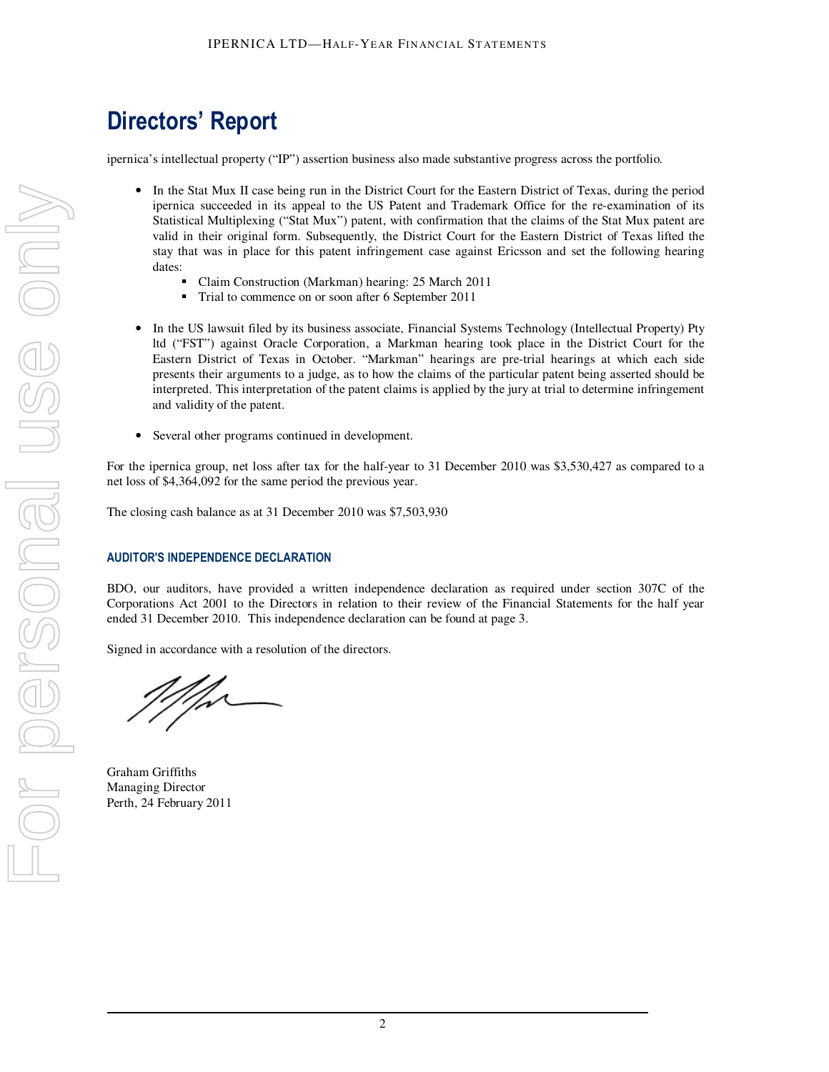# Directors' Report

ipernica's intellectual property ("IP") assertion business also made substantive progress across the portfolio.

- In the Stat Mux II case being run in the District Court for the Eastern District of Texas, during the period ipernica succeeded in its appeal to the US Patent and Trademark Office for the re-examination of its Statistical Multiplexing ("Stat Mux") patent, with confirmation that the claims of the Stat Mux patent are valid in their original form. Subsequently, the District Court for the Eastern District of Texas lifted the stay that was in place for this patent infringement case against Ericsson and set the following hearing dates:
  - Claim Construction (Markman) hearing: 25 March 2011
  - Trial to commence on or soon after 6 September 2011

- In the US lawsuit filed by its business associate, Financial Systems Technology (Intellectual Property) Pty ltd ("FST") against Oracle Corporation, a Markman hearing took place in the District Court for the Eastern District of Texas in October. "Markman" hearings are pre-trial hearings at which each side presents their arguments to a judge, as to how the claims of the particular patent being asserted should be interpreted. This interpretation of the patent claims is applied by the jury at trial to determine infringement and validity of the patent.

- Several other programs continued in development.

For the ipernica group, net loss after tax for the half-year to 31 December 2010 was $3,530,427 as compared to a net loss of $4,364,092 for the same period the previous year.

The closing cash balance as at 31 December 2010 was $7,503,930

### AUDITOR'S INDEPENDENCE DECLARATION

BDO, our auditors, have provided a written independence declaration as required under section 307C of the Corporations Act 2001 to the Directors in relation to their review of the Financial Statements for the half year ended 31 December 2010. This independence declaration can be found at page 3.

Signed in accordance with a resolution of the directors.

Graham Griffiths
Managing Director
Perth, 24 February 2011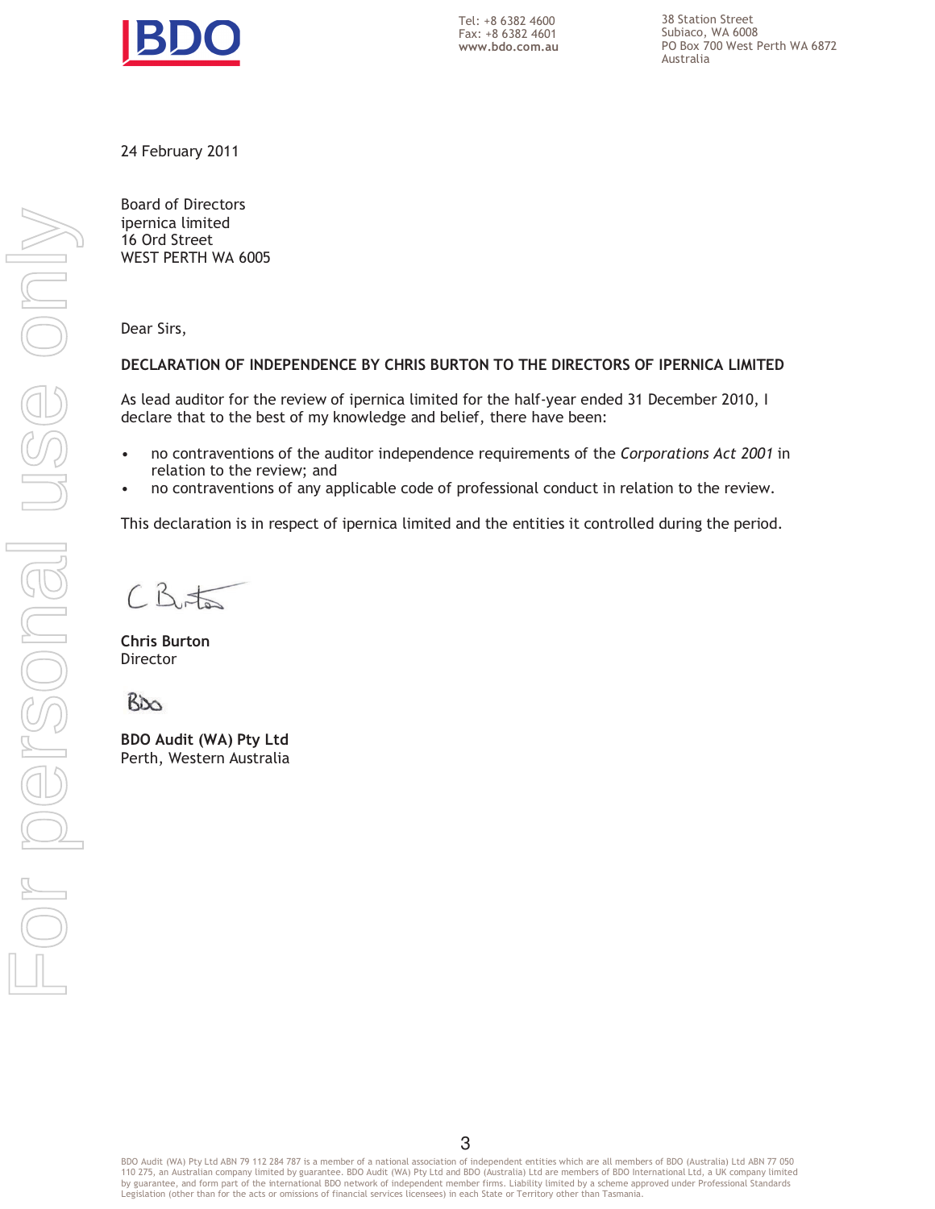BDO

Tel: +8 6382 4600
Fax: +8 6382 4601
**www.bdo.com.au**

38 Station Street
Subiaco, WA 6008
PO Box 700 West Perth WA 6872
Australia

24 February 2011

Board of Directors
ipernica limited
16 Ord Street
WEST PERTH WA 6005

Dear Sirs,

**DECLARATION OF INDEPENDENCE BY CHRIS BURTON TO THE DIRECTORS OF IPERNICA LIMITED**

As lead auditor for the review of ipernica limited for the half-year ended 31 December 2010, I declare that to the best of my knowledge and belief, there have been:

- no contraventions of the auditor independence requirements of the *Corporations Act 2001* in relation to the review; and
- no contraventions of any applicable code of professional conduct in relation to the review.

This declaration is in respect of ipernica limited and the entities it controlled during the period.

**Chris Burton**
Director

**BDO Audit (WA) Pty Ltd**
Perth, Western Australia

BDO Audit (WA) Pty Ltd ABN 79 112 284 787 is a member of a national association of independent entities which are all members of BDO (Australia) Ltd ABN 77 050 110 275, an Australian company limited by guarantee. BDO Audit (WA) Pty Ltd and BDO (Australia) Ltd are members of BDO International Ltd, a UK company limited by guarantee, and form part of the international BDO network of independent member firms. Liability limited by a scheme approved under Professional Standards Legislation (other than for the acts or omissions of financial services licensees) in each State or Territory other than Tasmania.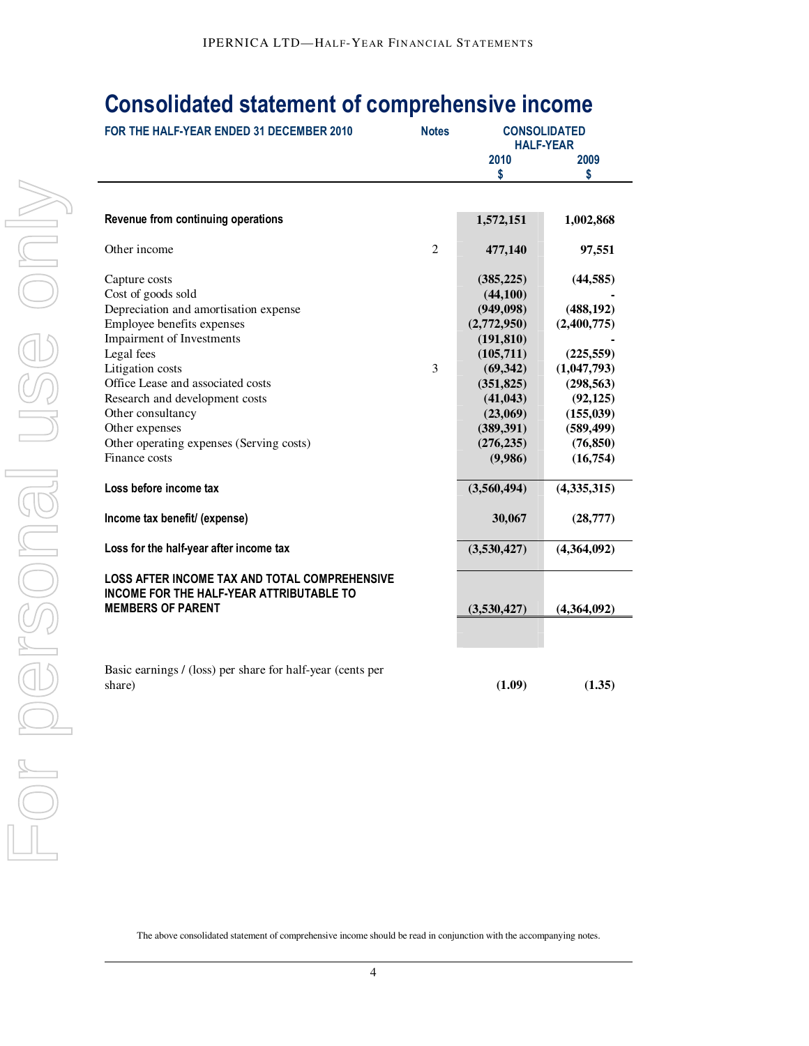# Consolidated statement of comprehensive income

| FOR THE HALF-YEAR ENDED 31 DECEMBER 2010 | Notes | CONSOLIDATED HALF-YEAR 2010 $ | 2009 $ |
|---|---|---|---|
| **Revenue from continuing operations** | | **1,572,151** | **1,002,868** |
| Other income | 2 | **477,140** | **97,551** |
| Capture costs | | **(385,225)** | **(44,585)** |
| Cost of goods sold | | **(44,100)** | **-** |
| Depreciation and amortisation expense | | **(949,098)** | **(488,192)** |
| Employee benefits expenses | | **(2,772,950)** | **(2,400,775)** |
| Impairment of Investments | | **(191,810)** | **-** |
| Legal fees | | **(105,711)** | **(225,559)** |
| Litigation costs | 3 | **(69,342)** | **(1,047,793)** |
| Office Lease and associated costs | | **(351,825)** | **(298,563)** |
| Research and development costs | | **(41,043)** | **(92,125)** |
| Other consultancy | | **(23,069)** | **(155,039)** |
| Other expenses | | **(389,391)** | **(589,499)** |
| Other operating expenses (Serving costs) | | **(276,235)** | **(76,850)** |
| Finance costs | | **(9,986)** | **(16,754)** |
| **Loss before income tax** | | **(3,560,494)** | **(4,335,315)** |
| **Income tax benefit/ (expense)** | | **30,067** | **(28,777)** |
| **Loss for the half-year after income tax** | | **(3,530,427)** | **(4,364,092)** |
| **LOSS AFTER INCOME TAX AND TOTAL COMPREHENSIVE INCOME FOR THE HALF-YEAR ATTRIBUTABLE TO MEMBERS OF PARENT** | | **(3,530,427)** | **(4,364,092)** |
| Basic earnings / (loss) per share for half-year (cents per share) | | **(1.09)** | **(1.35)** |

The above consolidated statement of comprehensive income should be read in conjunction with the accompanying notes.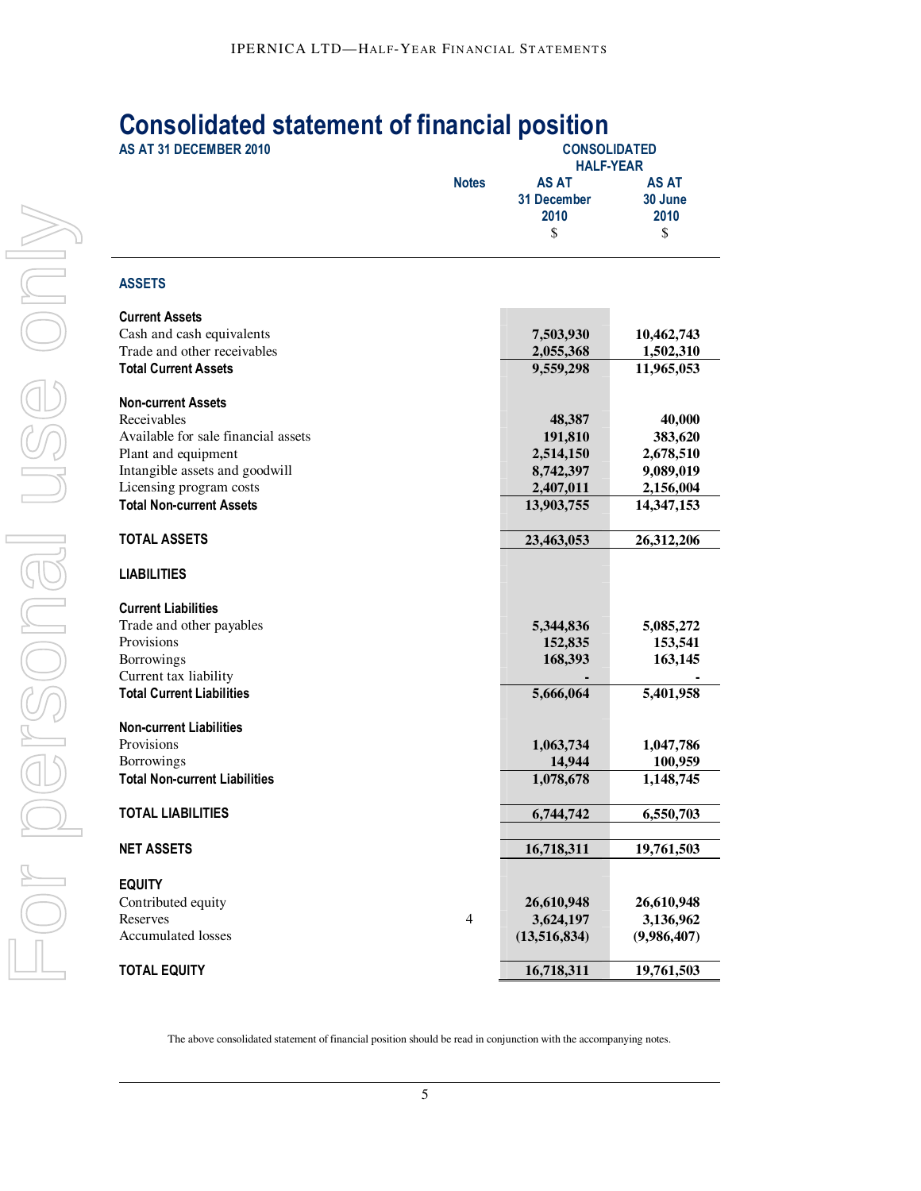# Consolidated statement of financial position

**AS AT 31 DECEMBER 2010**

| | Notes | CONSOLIDATED HALF-YEAR AS AT 31 December 2010 $ | AS AT 30 June 2010 $ |
|---|---|---|---|
| **ASSETS** | | | |
| **Current Assets** | | | |
| Cash and cash equivalents | | 7,503,930 | 10,462,743 |
| Trade and other receivables | | 2,055,368 | 1,502,310 |
| **Total Current Assets** | | 9,559,298 | 11,965,053 |
| **Non-current Assets** | | | |
| Receivables | | 48,387 | 40,000 |
| Available for sale financial assets | | 191,810 | 383,620 |
| Plant and equipment | | 2,514,150 | 2,678,510 |
| Intangible assets and goodwill | | 8,742,397 | 9,089,019 |
| Licensing program costs | | 2,407,011 | 2,156,004 |
| **Total Non-current Assets** | | 13,903,755 | 14,347,153 |
| **TOTAL ASSETS** | | 23,463,053 | 26,312,206 |
| **LIABILITIES** | | | |
| **Current Liabilities** | | | |
| Trade and other payables | | 5,344,836 | 5,085,272 |
| Provisions | | 152,835 | 153,541 |
| Borrowings | | 168,393 | 163,145 |
| Current tax liability | | - | - |
| **Total Current Liabilities** | | 5,666,064 | 5,401,958 |
| **Non-current Liabilities** | | | |
| Provisions | | 1,063,734 | 1,047,786 |
| Borrowings | | 14,944 | 100,959 |
| **Total Non-current Liabilities** | | 1,078,678 | 1,148,745 |
| **TOTAL LIABILITIES** | | 6,744,742 | 6,550,703 |
| **NET ASSETS** | | 16,718,311 | 19,761,503 |
| **EQUITY** | | | |
| Contributed equity | | 26,610,948 | 26,610,948 |
| Reserves | 4 | 3,624,197 | 3,136,962 |
| Accumulated losses | | (13,516,834) | (9,986,407) |
| **TOTAL EQUITY** | | 16,718,311 | 19,761,503 |

The above consolidated statement of financial position should be read in conjunction with the accompanying notes.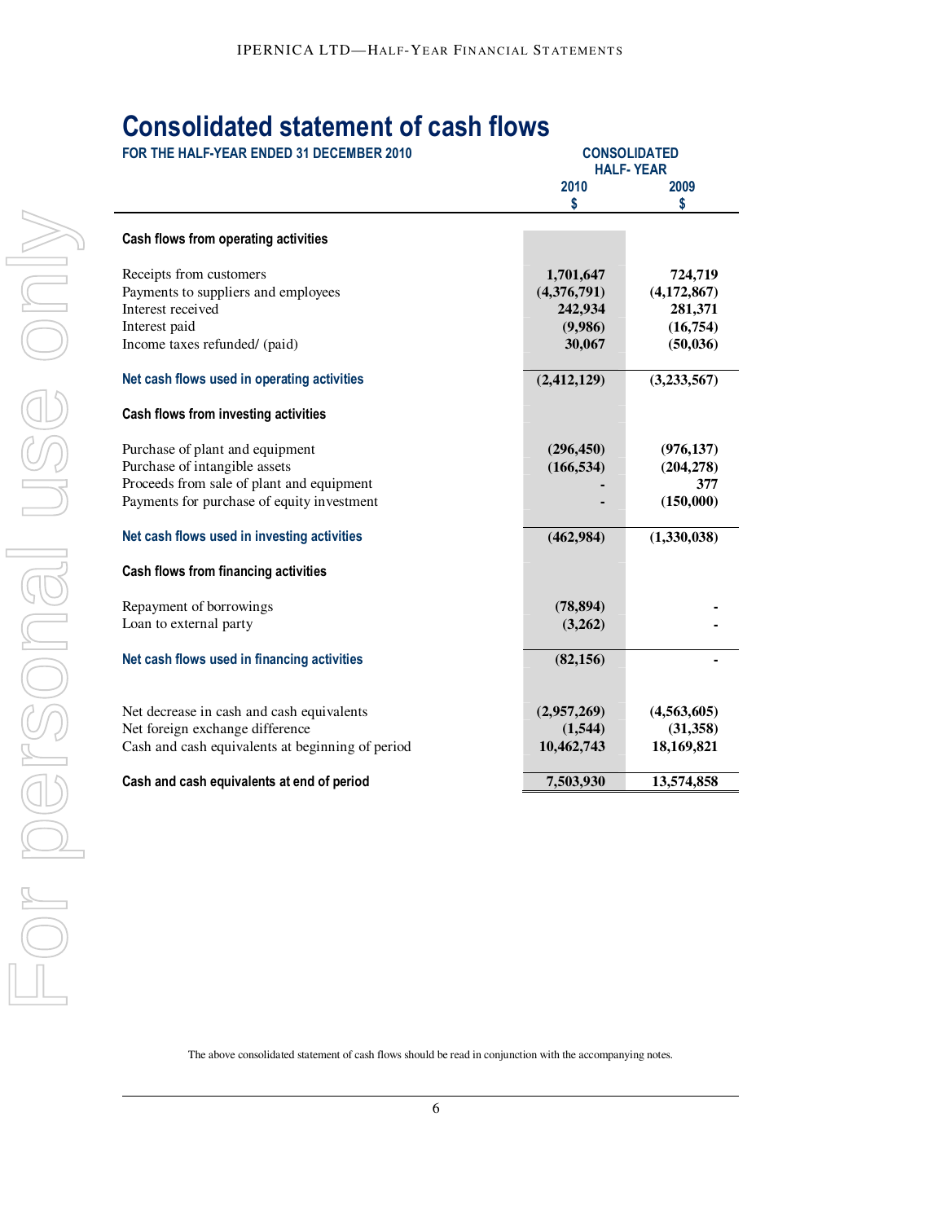# Consolidated statement of cash flows

**FOR THE HALF-YEAR ENDED 31 DECEMBER 2010**

| | CONSOLIDATED HALF- YEAR | |
|---|---|---|
| | 2010 $ | 2009 $ |
| **Cash flows from operating activities** | | |
| Receipts from customers | **1,701,647** | **724,719** |
| Payments to suppliers and employees | **(4,376,791)** | **(4,172,867)** |
| Interest received | **242,934** | **281,371** |
| Interest paid | **(9,986)** | **(16,754)** |
| Income taxes refunded/ (paid) | **30,067** | **(50,036)** |
| **Net cash flows used in operating activities** | **(2,412,129)** | **(3,233,567)** |
| **Cash flows from investing activities** | | |
| Purchase of plant and equipment | **(296,450)** | **(976,137)** |
| Purchase of intangible assets | **(166,534)** | **(204,278)** |
| Proceeds from sale of plant and equipment | **-** | **377** |
| Payments for purchase of equity investment | **-** | **(150,000)** |
| **Net cash flows used in investing activities** | **(462,984)** | **(1,330,038)** |
| **Cash flows from financing activities** | | |
| Repayment of borrowings | **(78,894)** | **-** |
| Loan to external party | **(3,262)** | **-** |
| **Net cash flows used in financing activities** | **(82,156)** | **-** |
| Net decrease in cash and cash equivalents | **(2,957,269)** | **(4,563,605)** |
| Net foreign exchange difference | **(1,544)** | **(31,358)** |
| Cash and cash equivalents at beginning of period | **10,462,743** | **18,169,821** |
| **Cash and cash equivalents at end of period** | **7,503,930** | **13,574,858** |

The above consolidated statement of cash flows should be read in conjunction with the accompanying notes.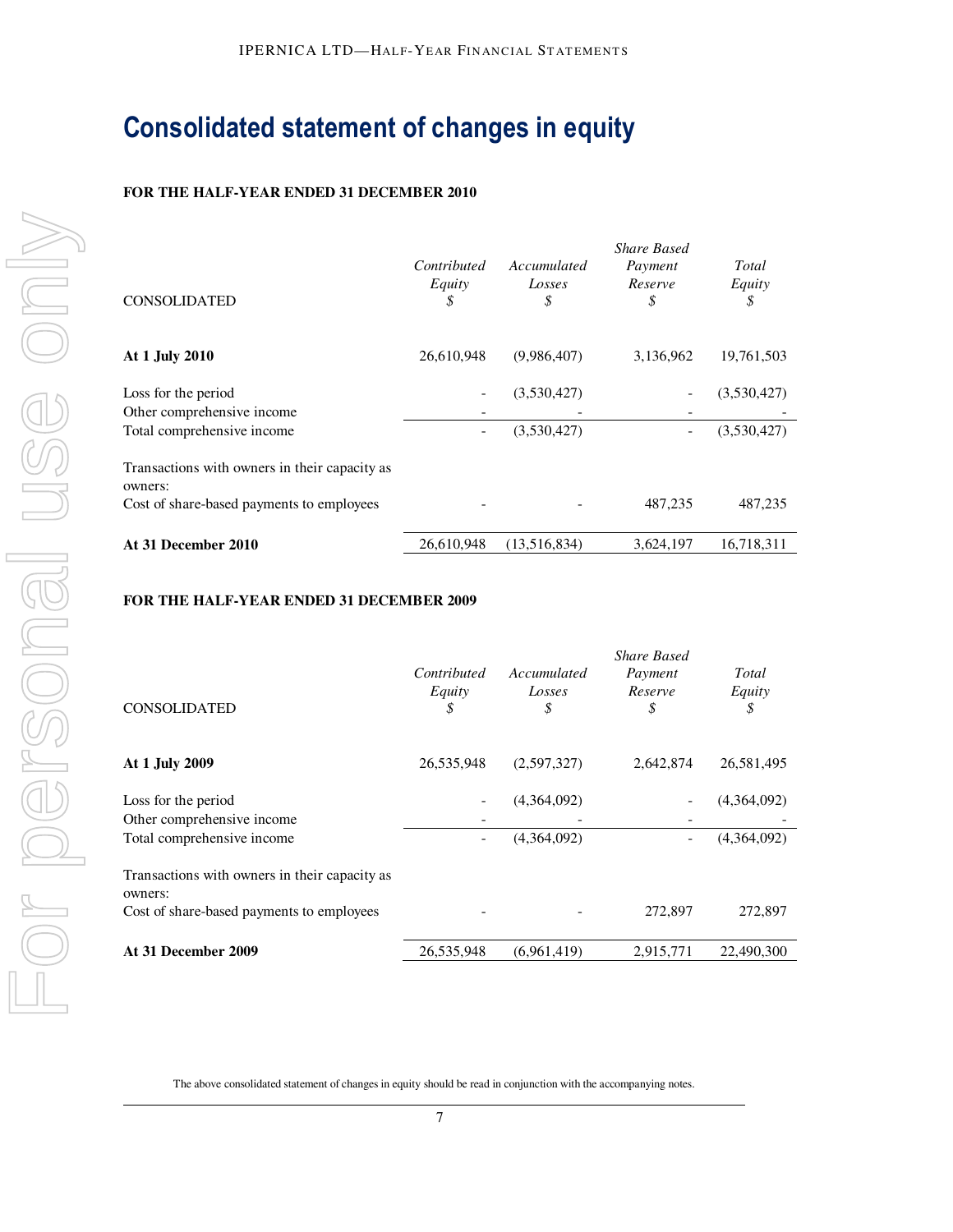# Consolidated statement of changes in equity

**FOR THE HALF-YEAR ENDED 31 DECEMBER 2010**

| CONSOLIDATED | *Contributed Equity* *$* | *Accumulated Losses* *$* | *Share Based Payment Reserve* *$* | *Total Equity* *$* |
|---|---|---|---|---|
| **At 1 July 2010** | 26,610,948 | (9,986,407) | 3,136,962 | 19,761,503 |
| Loss for the period | - | (3,530,427) | - | (3,530,427) |
| Other comprehensive income | - | - | - | - |
| Total comprehensive income | - | (3,530,427) | - | (3,530,427) |
| Transactions with owners in their capacity as owners: | | | | |
| Cost of share-based payments to employees | - | - | 487,235 | 487,235 |
| **At 31 December 2010** | 26,610,948 | (13,516,834) | 3,624,197 | 16,718,311 |

**FOR THE HALF-YEAR ENDED 31 DECEMBER 2009**

| CONSOLIDATED | *Contributed Equity* *$* | *Accumulated Losses* *$* | *Share Based Payment Reserve* *$* | *Total Equity* *$* |
|---|---|---|---|---|
| **At 1 July 2009** | 26,535,948 | (2,597,327) | 2,642,874 | 26,581,495 |
| Loss for the period | - | (4,364,092) | - | (4,364,092) |
| Other comprehensive income | - | - | - | - |
| Total comprehensive income | - | (4,364,092) | - | (4,364,092) |
| Transactions with owners in their capacity as owners: | | | | |
| Cost of share-based payments to employees | - | - | 272,897 | 272,897 |
| **At 31 December 2009** | 26,535,948 | (6,961,419) | 2,915,771 | 22,490,300 |

The above consolidated statement of changes in equity should be read in conjunction with the accompanying notes.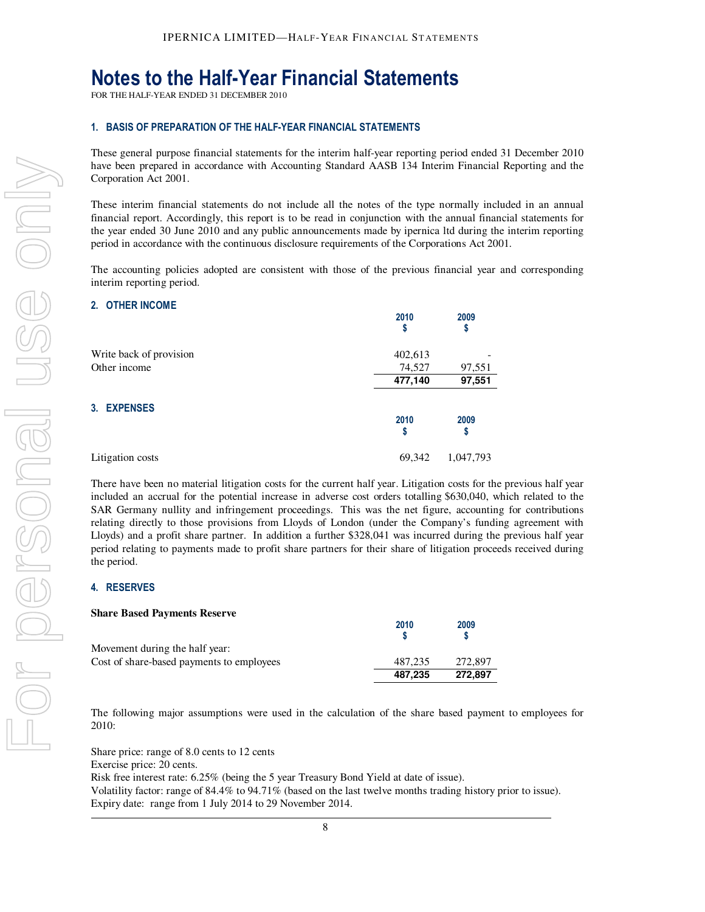# Notes to the Half-Year Financial Statements

FOR THE HALF-YEAR ENDED 31 DECEMBER 2010

### 1. BASIS OF PREPARATION OF THE HALF-YEAR FINANCIAL STATEMENTS

These general purpose financial statements for the interim half-year reporting period ended 31 December 2010 have been prepared in accordance with Accounting Standard AASB 134 Interim Financial Reporting and the Corporation Act 2001.

These interim financial statements do not include all the notes of the type normally included in an annual financial report. Accordingly, this report is to be read in conjunction with the annual financial statements for the year ended 30 June 2010 and any public announcements made by ipernica ltd during the interim reporting period in accordance with the continuous disclosure requirements of the Corporations Act 2001.

The accounting policies adopted are consistent with those of the previous financial year and corresponding interim reporting period.

### 2. OTHER INCOME

| | 2010<br>$ | 2009<br>$ |
|---|---|---|
| Write back of provision | 402,613 | - |
| Other income | 74,527 | 97,551 |
| | **477,140** | **97,551** |

### 3. EXPENSES

| | 2010<br>$ | 2009<br>$ |
|---|---|---|
| Litigation costs | 69,342 | 1,047,793 |

There have been no material litigation costs for the current half year. Litigation costs for the previous half year included an accrual for the potential increase in adverse cost orders totalling $630,040, which related to the SAR Germany nullity and infringement proceedings. This was the net figure, accounting for contributions relating directly to those provisions from Lloyds of London (under the Company's funding agreement with Lloyds) and a profit share partner. In addition a further $328,041 was incurred during the previous half year period relating to payments made to profit share partners for their share of litigation proceeds received during the period.

### 4. RESERVES

**Share Based Payments Reserve**

| | 2010<br>$ | 2009<br>$ |
|---|---|---|
| Movement during the half year: | | |
| Cost of share-based payments to employees | 487,235 | 272,897 |
| | **487,235** | **272,897** |

The following major assumptions were used in the calculation of the share based payment to employees for 2010:

Share price: range of 8.0 cents to 12 cents
Exercise price: 20 cents.
Risk free interest rate: 6.25% (being the 5 year Treasury Bond Yield at date of issue).
Volatility factor: range of 84.4% to 94.71% (based on the last twelve months trading history prior to issue).
Expiry date: range from 1 July 2014 to 29 November 2014.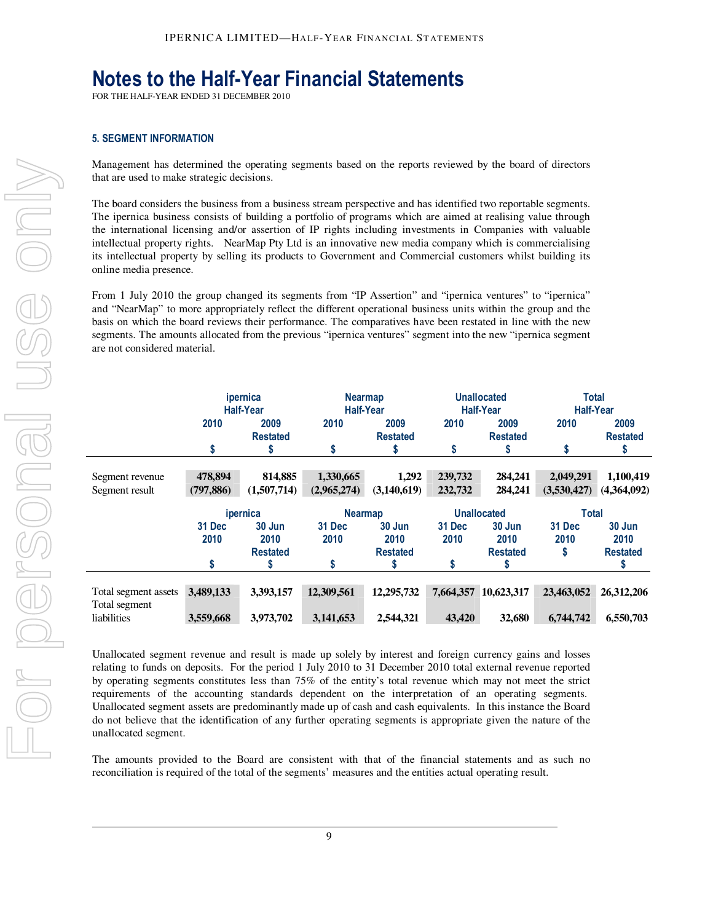# Notes to the Half-Year Financial Statements

FOR THE HALF-YEAR ENDED 31 DECEMBER 2010

## 5. SEGMENT INFORMATION

Management has determined the operating segments based on the reports reviewed by the board of directors that are used to make strategic decisions.

The board considers the business from a business stream perspective and has identified two reportable segments. The ipernica business consists of building a portfolio of programs which are aimed at realising value through the international licensing and/or assertion of IP rights including investments in Companies with valuable intellectual property rights. NearMap Pty Ltd is an innovative new media company which is commercialising its intellectual property by selling its products to Government and Commercial customers whilst building its online media presence.

From 1 July 2010 the group changed its segments from "IP Assertion" and "ipernica ventures" to "ipernica" and "NearMap" to more appropriately reflect the different operational business units within the group and the basis on which the board reviews their performance. The comparatives have been restated in line with the new segments. The amounts allocated from the previous "ipernica ventures" segment into the new "ipernica segment are not considered material.

| | ipernica Half-Year | | Nearmap Half-Year | | Unallocated Half-Year | | Total Half-Year | |
|---|---|---|---|---|---|---|---|---|
| | 2010 | 2009 Restated | 2010 | 2009 Restated | 2010 | 2009 Restated | 2010 | 2009 Restated |
| | $ | $ | $ | $ | $ | $ | $ | $ |
| Segment revenue | 478,894 | 814,885 | 1,330,665 | 1,292 | 239,732 | 284,241 | 2,049,291 | 1,100,419 |
| Segment result | (797,886) | (1,507,714) | (2,965,274) | (3,140,619) | 232,732 | 284,241 | (3,530,427) | (4,364,092) |

| | ipernica | | Nearmap | | Unallocated | | Total | |
|---|---|---|---|---|---|---|---|---|
| | 31 Dec 2010 | 30 Jun 2010 Restated | 31 Dec 2010 | 30 Jun 2010 Restated | 31 Dec 2010 | 30 Jun 2010 Restated | 31 Dec 2010 | 30 Jun 2010 Restated |
| | $ | $ | $ | $ | $ | $ | $ | $ |
| Total segment assets | 3,489,133 | 3,393,157 | 12,309,561 | 12,295,732 | 7,664,357 | 10,623,317 | 23,463,052 | 26,312,206 |
| Total segment liabilities | 3,559,668 | 3,973,702 | 3,141,653 | 2,544,321 | 43,420 | 32,680 | 6,744,742 | 6,550,703 |

Unallocated segment revenue and result is made up solely by interest and foreign currency gains and losses relating to funds on deposits. For the period 1 July 2010 to 31 December 2010 total external revenue reported by operating segments constitutes less than 75% of the entity's total revenue which may not meet the strict requirements of the accounting standards dependent on the interpretation of an operating segments. Unallocated segment assets are predominantly made up of cash and cash equivalents. In this instance the Board do not believe that the identification of any further operating segments is appropriate given the nature of the unallocated segment.

The amounts provided to the Board are consistent with that of the financial statements and as such no reconciliation is required of the total of the segments' measures and the entities actual operating result.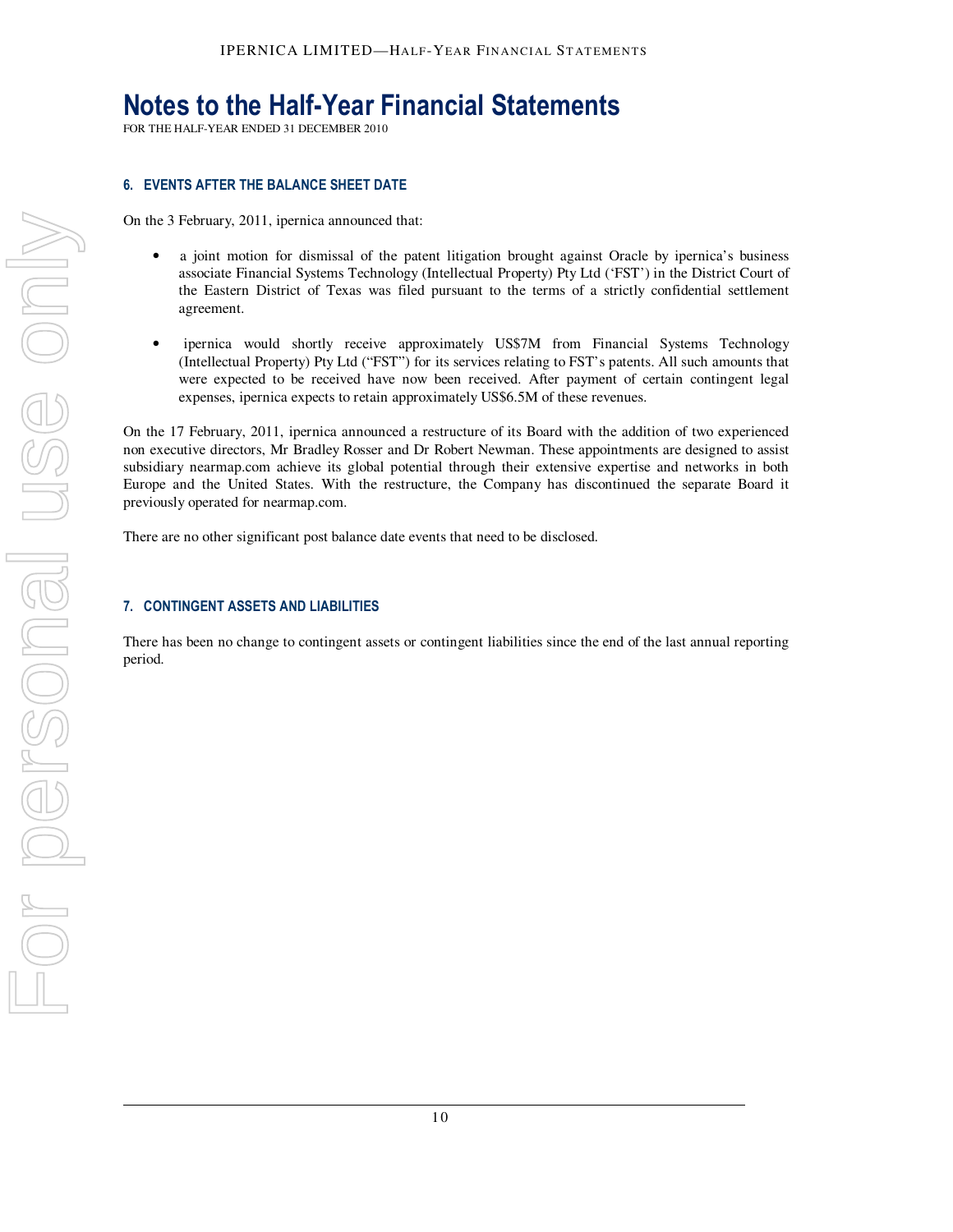# Notes to the Half-Year Financial Statements

FOR THE HALF-YEAR ENDED 31 DECEMBER 2010

## 6. EVENTS AFTER THE BALANCE SHEET DATE

On the 3 February, 2011, ipernica announced that:

- a joint motion for dismissal of the patent litigation brought against Oracle by ipernica's business associate Financial Systems Technology (Intellectual Property) Pty Ltd ('FST') in the District Court of the Eastern District of Texas was filed pursuant to the terms of a strictly confidential settlement agreement.

- ipernica would shortly receive approximately US$7M from Financial Systems Technology (Intellectual Property) Pty Ltd ("FST") for its services relating to FST's patents. All such amounts that were expected to be received have now been received. After payment of certain contingent legal expenses, ipernica expects to retain approximately US$6.5M of these revenues.

On the 17 February, 2011, ipernica announced a restructure of its Board with the addition of two experienced non executive directors, Mr Bradley Rosser and Dr Robert Newman. These appointments are designed to assist subsidiary nearmap.com achieve its global potential through their extensive expertise and networks in both Europe and the United States. With the restructure, the Company has discontinued the separate Board it previously operated for nearmap.com.

There are no other significant post balance date events that need to be disclosed.

## 7. CONTINGENT ASSETS AND LIABILITIES

There has been no change to contingent assets or contingent liabilities since the end of the last annual reporting period.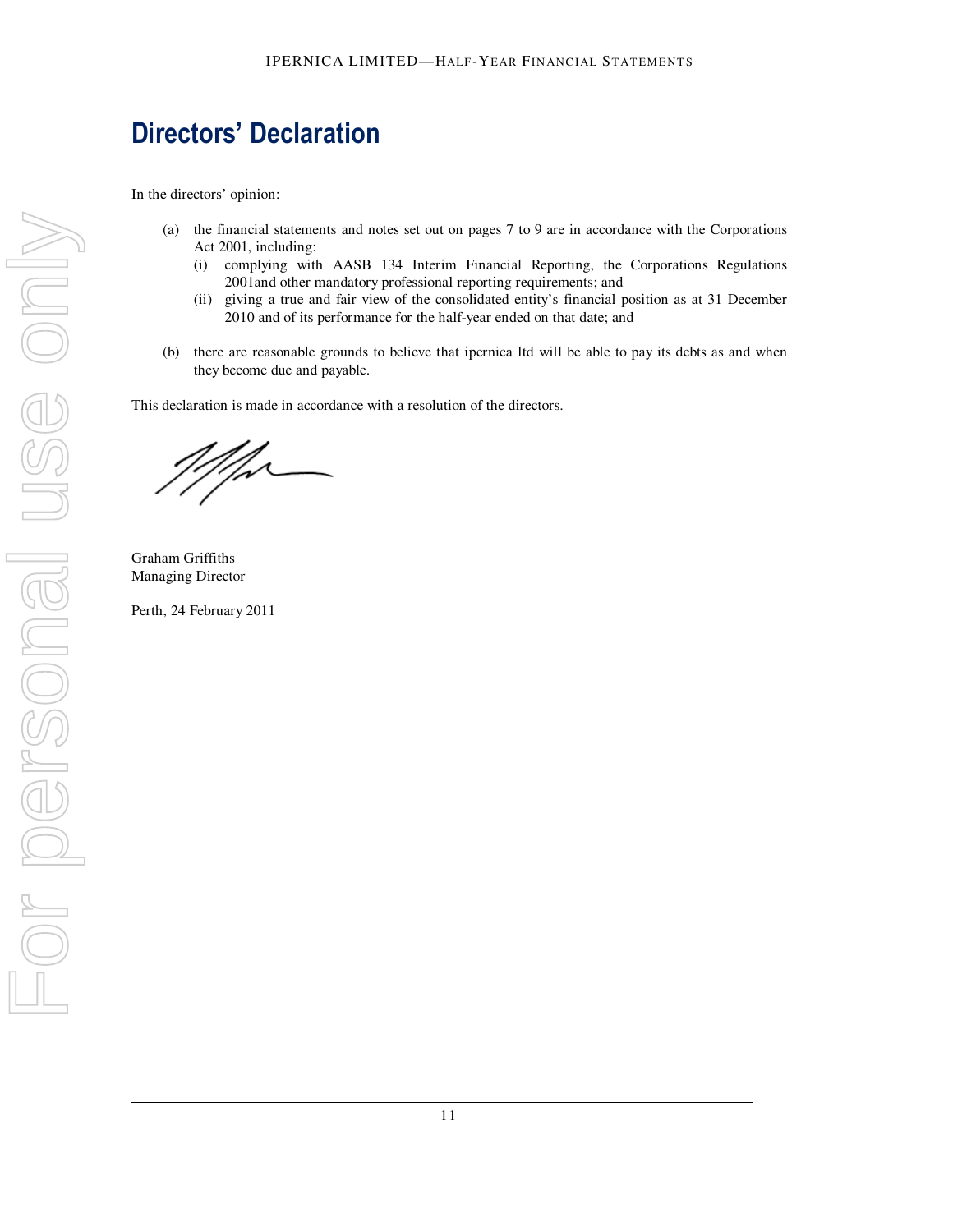# Directors' Declaration

In the directors' opinion:

(a) the financial statements and notes set out on pages 7 to 9 are in accordance with the Corporations Act 2001, including:
   (i) complying with AASB 134 Interim Financial Reporting, the Corporations Regulations 2001and other mandatory professional reporting requirements; and
   (ii) giving a true and fair view of the consolidated entity's financial position as at 31 December 2010 and of its performance for the half-year ended on that date; and

(b) there are reasonable grounds to believe that ipernica ltd will be able to pay its debts as and when they become due and payable.

This declaration is made in accordance with a resolution of the directors.

Graham Griffiths
Managing Director

Perth, 24 February 2011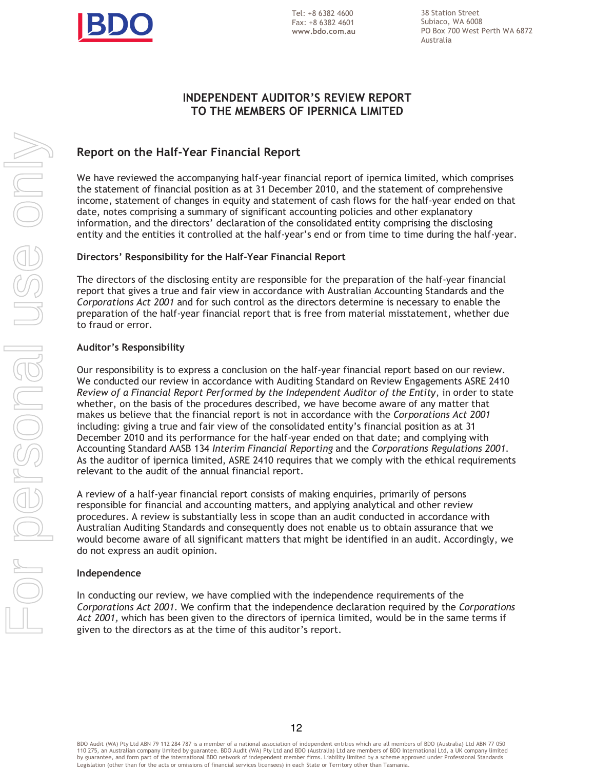BDO

Tel: +8 6382 4600
Fax: +8 6382 4601
**www.bdo.com.au**

38 Station Street
Subiaco, WA 6008
PO Box 700 West Perth WA 6872
Australia

# INDEPENDENT AUDITOR'S REVIEW REPORT TO THE MEMBERS OF IPERNICA LIMITED

## Report on the Half-Year Financial Report

We have reviewed the accompanying half-year financial report of ipernica limited, which comprises the statement of financial position as at 31 December 2010, and the statement of comprehensive income, statement of changes in equity and statement of cash flows for the half-year ended on that date, notes comprising a summary of significant accounting policies and other explanatory information, and the directors' declaration of the consolidated entity comprising the disclosing entity and the entities it controlled at the half-year's end or from time to time during the half-year.

### Directors' Responsibility for the Half-Year Financial Report

The directors of the disclosing entity are responsible for the preparation of the half-year financial report that gives a true and fair view in accordance with Australian Accounting Standards and the *Corporations Act 2001* and for such control as the directors determine is necessary to enable the preparation of the half-year financial report that is free from material misstatement, whether due to fraud or error.

### Auditor's Responsibility

Our responsibility is to express a conclusion on the half-year financial report based on our review. We conducted our review in accordance with Auditing Standard on Review Engagements ASRE 2410 *Review of a Financial Report Performed by the Independent Auditor of the Entity*, in order to state whether, on the basis of the procedures described, we have become aware of any matter that makes us believe that the financial report is not in accordance with the *Corporations Act 2001* including: giving a true and fair view of the consolidated entity's financial position as at 31 December 2010 and its performance for the half-year ended on that date; and complying with Accounting Standard AASB 134 *Interim Financial Reporting* and the *Corporations Regulations 2001*. As the auditor of ipernica limited, ASRE 2410 requires that we comply with the ethical requirements relevant to the audit of the annual financial report.

A review of a half-year financial report consists of making enquiries, primarily of persons responsible for financial and accounting matters, and applying analytical and other review procedures. A review is substantially less in scope than an audit conducted in accordance with Australian Auditing Standards and consequently does not enable us to obtain assurance that we would become aware of all significant matters that might be identified in an audit. Accordingly, we do not express an audit opinion.

### Independence

In conducting our review, we have complied with the independence requirements of the *Corporations Act 2001*. We confirm that the independence declaration required by the *Corporations Act 2001*, which has been given to the directors of ipernica limited, would be in the same terms if given to the directors as at the time of this auditor's report.

BDO Audit (WA) Pty Ltd ABN 79 112 284 787 is a member of a national association of independent entities which are all members of BDO (Australia) Ltd ABN 77 050 110 275, an Australian company limited by guarantee. BDO Audit (WA) Pty Ltd and BDO (Australia) Ltd are members of BDO International Ltd, a UK company limited by guarantee, and form part of the international BDO network of independent member firms. Liability limited by a scheme approved under Professional Standards Legislation (other than for the acts or omissions of financial services licensees) in each State or Territory other than Tasmania.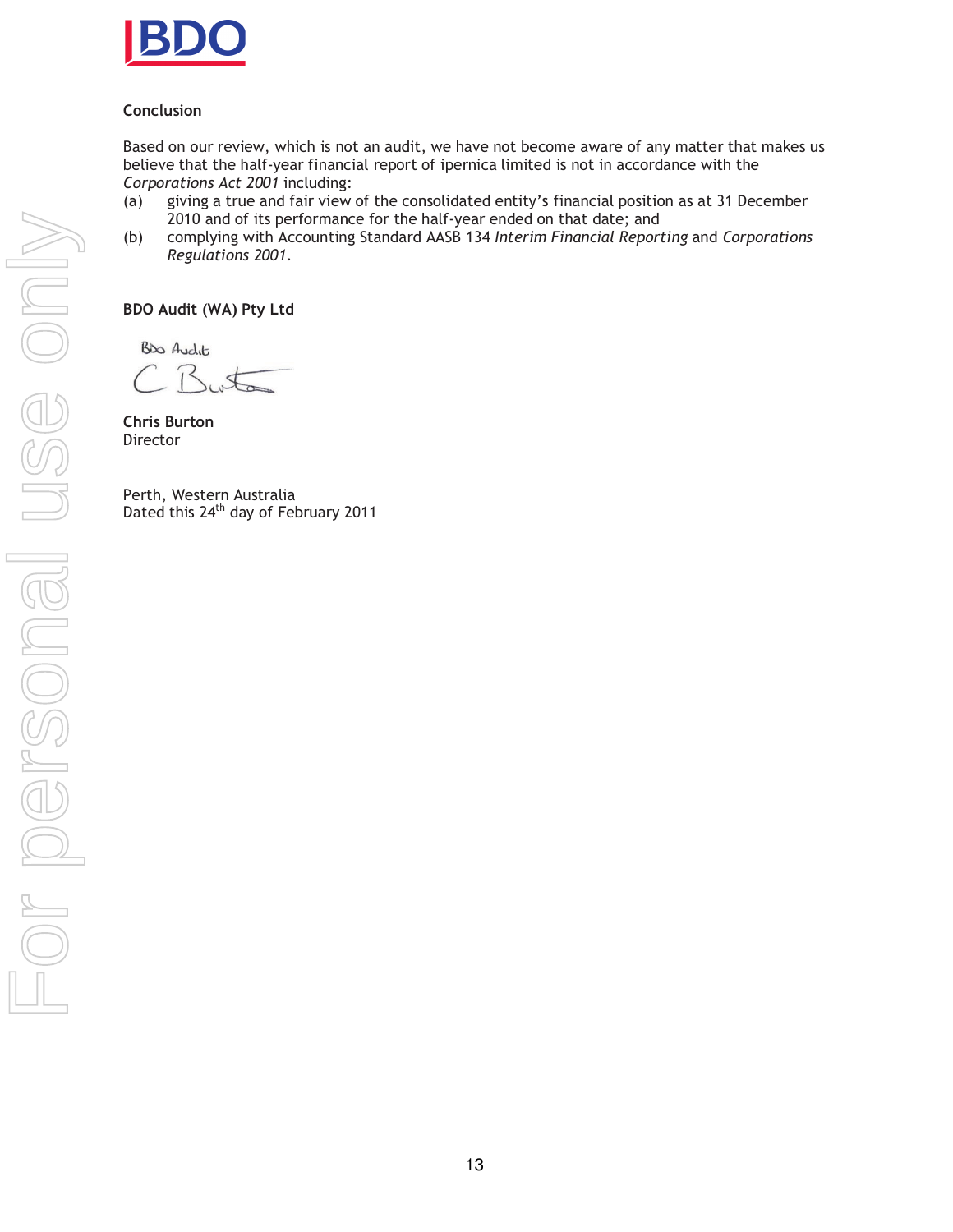### Conclusion

Based on our review, which is not an audit, we have not become aware of any matter that makes us believe that the half-year financial report of ipernica limited is not in accordance with the *Corporations Act 2001* including:

(a) giving a true and fair view of the consolidated entity's financial position as at 31 December 2010 and of its performance for the half-year ended on that date; and

(b) complying with Accounting Standard AASB 134 *Interim Financial Reporting* and *Corporations Regulations 2001*.

**BDO Audit (WA) Pty Ltd**

BDO Audit
C Burton

**Chris Burton**
Director

Perth, Western Australia
Dated this 24th day of February 2011